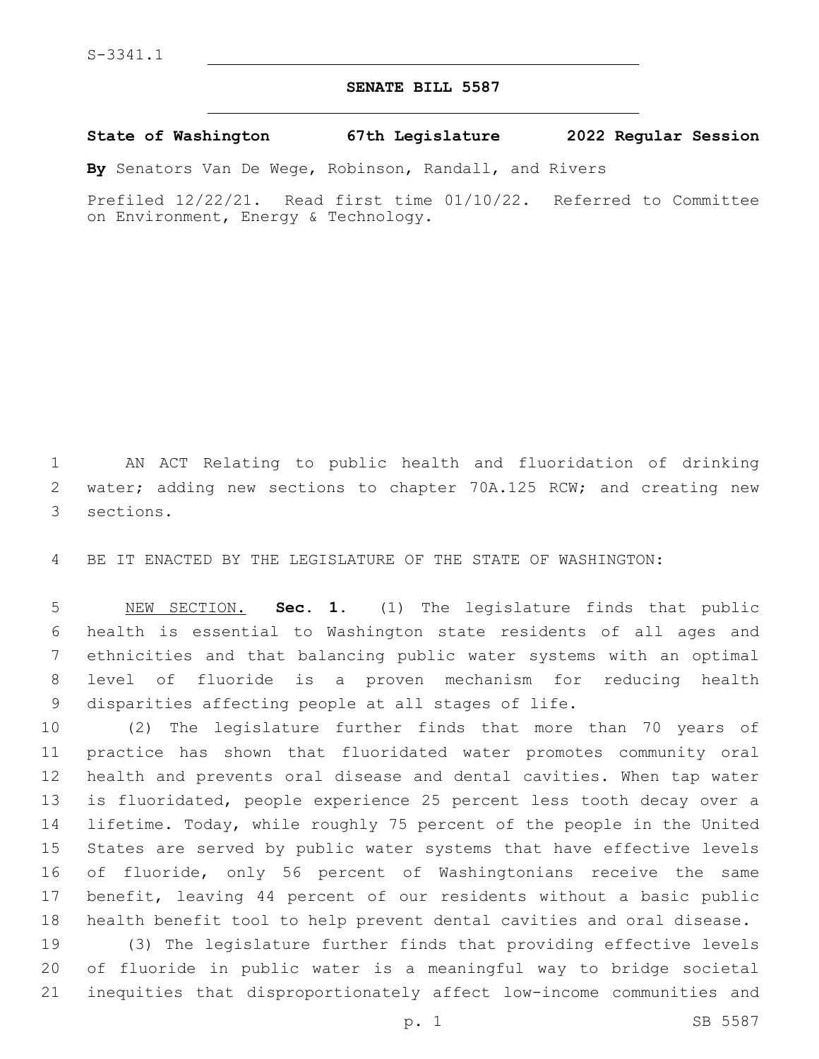S-3341.1

# SENATE BILL 5587

**State of Washington 67th Legislature 2022 Regular Session**

**By** Senators Van De Wege, Robinson, Randall, and Rivers

Prefiled 12/22/21. Read first time 01/10/22. Referred to Committee on Environment, Energy & Technology.

AN ACT Relating to public health and fluoridation of drinking water; adding new sections to chapter 70A.125 RCW; and creating new sections.

BE IT ENACTED BY THE LEGISLATURE OF THE STATE OF WASHINGTON:

NEW SECTION. **Sec. 1.** (1) The legislature finds that public health is essential to Washington state residents of all ages and ethnicities and that balancing public water systems with an optimal level of fluoride is a proven mechanism for reducing health disparities affecting people at all stages of life.

(2) The legislature further finds that more than 70 years of practice has shown that fluoridated water promotes community oral health and prevents oral disease and dental cavities. When tap water is fluoridated, people experience 25 percent less tooth decay over a lifetime. Today, while roughly 75 percent of the people in the United States are served by public water systems that have effective levels of fluoride, only 56 percent of Washingtonians receive the same benefit, leaving 44 percent of our residents without a basic public health benefit tool to help prevent dental cavities and oral disease.

(3) The legislature further finds that providing effective levels of fluoride in public water is a meaningful way to bridge societal inequities that disproportionately affect low-income communities and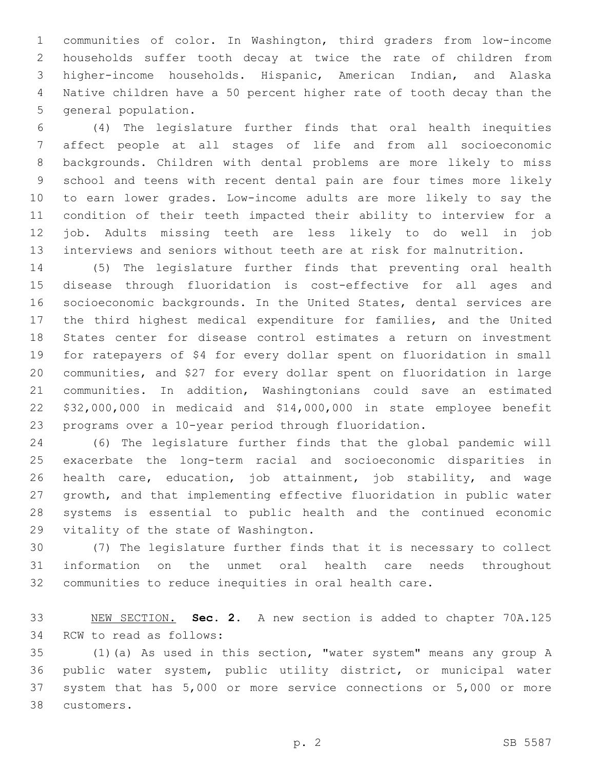communities of color. In Washington, third graders from low-income households suffer tooth decay at twice the rate of children from higher-income households. Hispanic, American Indian, and Alaska Native children have a 50 percent higher rate of tooth decay than the general population.

(4) The legislature further finds that oral health inequities affect people at all stages of life and from all socioeconomic backgrounds. Children with dental problems are more likely to miss school and teens with recent dental pain are four times more likely to earn lower grades. Low-income adults are more likely to say the condition of their teeth impacted their ability to interview for a job. Adults missing teeth are less likely to do well in job interviews and seniors without teeth are at risk for malnutrition.

(5) The legislature further finds that preventing oral health disease through fluoridation is cost-effective for all ages and socioeconomic backgrounds. In the United States, dental services are the third highest medical expenditure for families, and the United States center for disease control estimates a return on investment for ratepayers of $4 for every dollar spent on fluoridation in small communities, and $27 for every dollar spent on fluoridation in large communities. In addition, Washingtonians could save an estimated $32,000,000 in medicaid and $14,000,000 in state employee benefit programs over a 10-year period through fluoridation.

(6) The legislature further finds that the global pandemic will exacerbate the long-term racial and socioeconomic disparities in health care, education, job attainment, job stability, and wage growth, and that implementing effective fluoridation in public water systems is essential to public health and the continued economic vitality of the state of Washington.

(7) The legislature further finds that it is necessary to collect information on the unmet oral health care needs throughout communities to reduce inequities in oral health care.

NEW SECTION. **Sec. 2.** A new section is added to chapter 70A.125 RCW to read as follows:

(1)(a) As used in this section, "water system" means any group A public water system, public utility district, or municipal water system that has 5,000 or more service connections or 5,000 or more customers.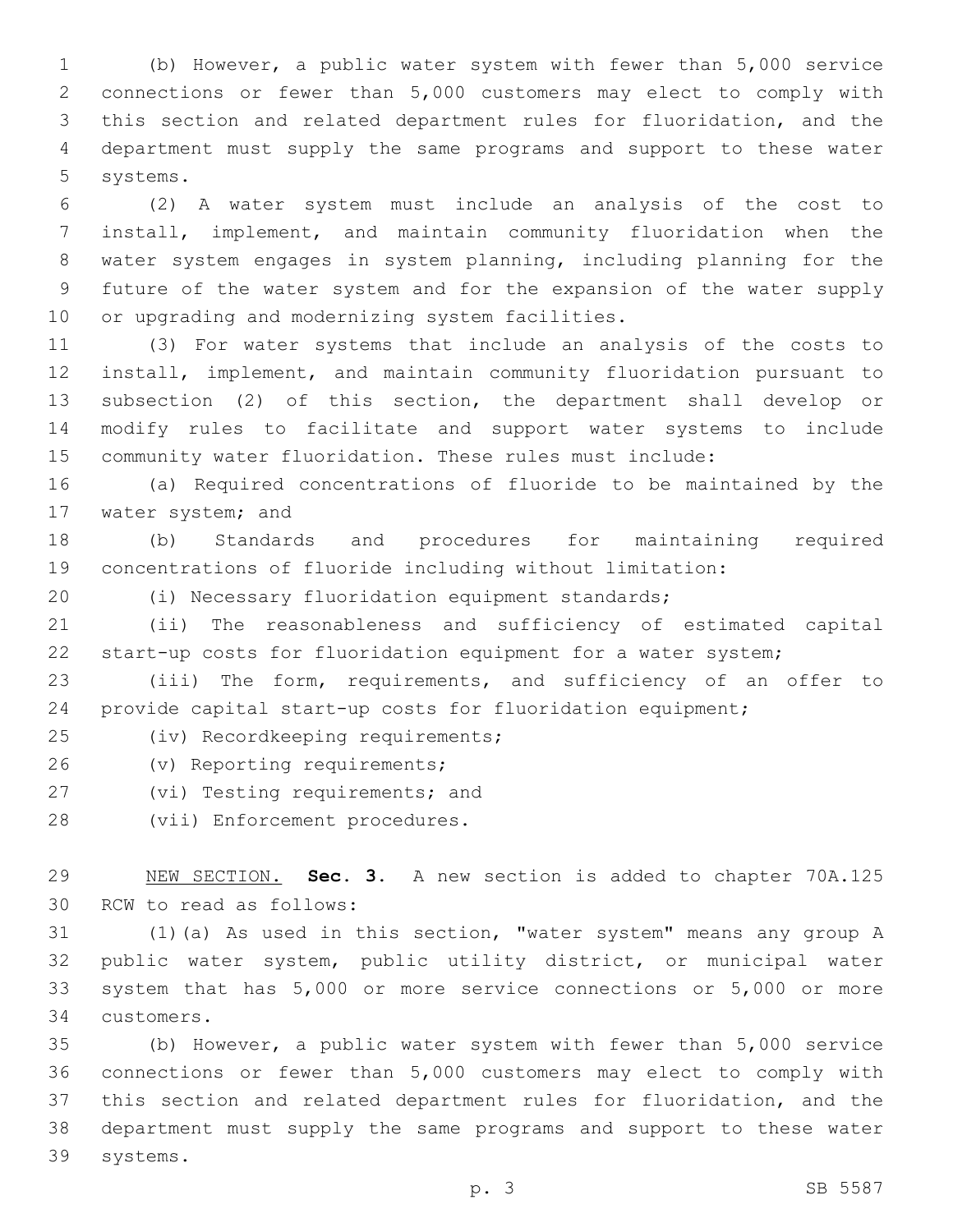(b) However, a public water system with fewer than 5,000 service connections or fewer than 5,000 customers may elect to comply with this section and related department rules for fluoridation, and the department must supply the same programs and support to these water systems.

(2) A water system must include an analysis of the cost to install, implement, and maintain community fluoridation when the water system engages in system planning, including planning for the future of the water system and for the expansion of the water supply or upgrading and modernizing system facilities.

(3) For water systems that include an analysis of the costs to install, implement, and maintain community fluoridation pursuant to subsection (2) of this section, the department shall develop or modify rules to facilitate and support water systems to include community water fluoridation. These rules must include:

(a) Required concentrations of fluoride to be maintained by the water system; and

(b) Standards and procedures for maintaining required concentrations of fluoride including without limitation:

(i) Necessary fluoridation equipment standards;

(ii) The reasonableness and sufficiency of estimated capital start-up costs for fluoridation equipment for a water system;

(iii) The form, requirements, and sufficiency of an offer to provide capital start-up costs for fluoridation equipment;

(iv) Recordkeeping requirements;

(v) Reporting requirements;

(vi) Testing requirements; and

(vii) Enforcement procedures.

NEW SECTION. **Sec. 3.** A new section is added to chapter 70A.125 RCW to read as follows:

(1)(a) As used in this section, "water system" means any group A public water system, public utility district, or municipal water system that has 5,000 or more service connections or 5,000 or more customers.

(b) However, a public water system with fewer than 5,000 service connections or fewer than 5,000 customers may elect to comply with this section and related department rules for fluoridation, and the department must supply the same programs and support to these water systems.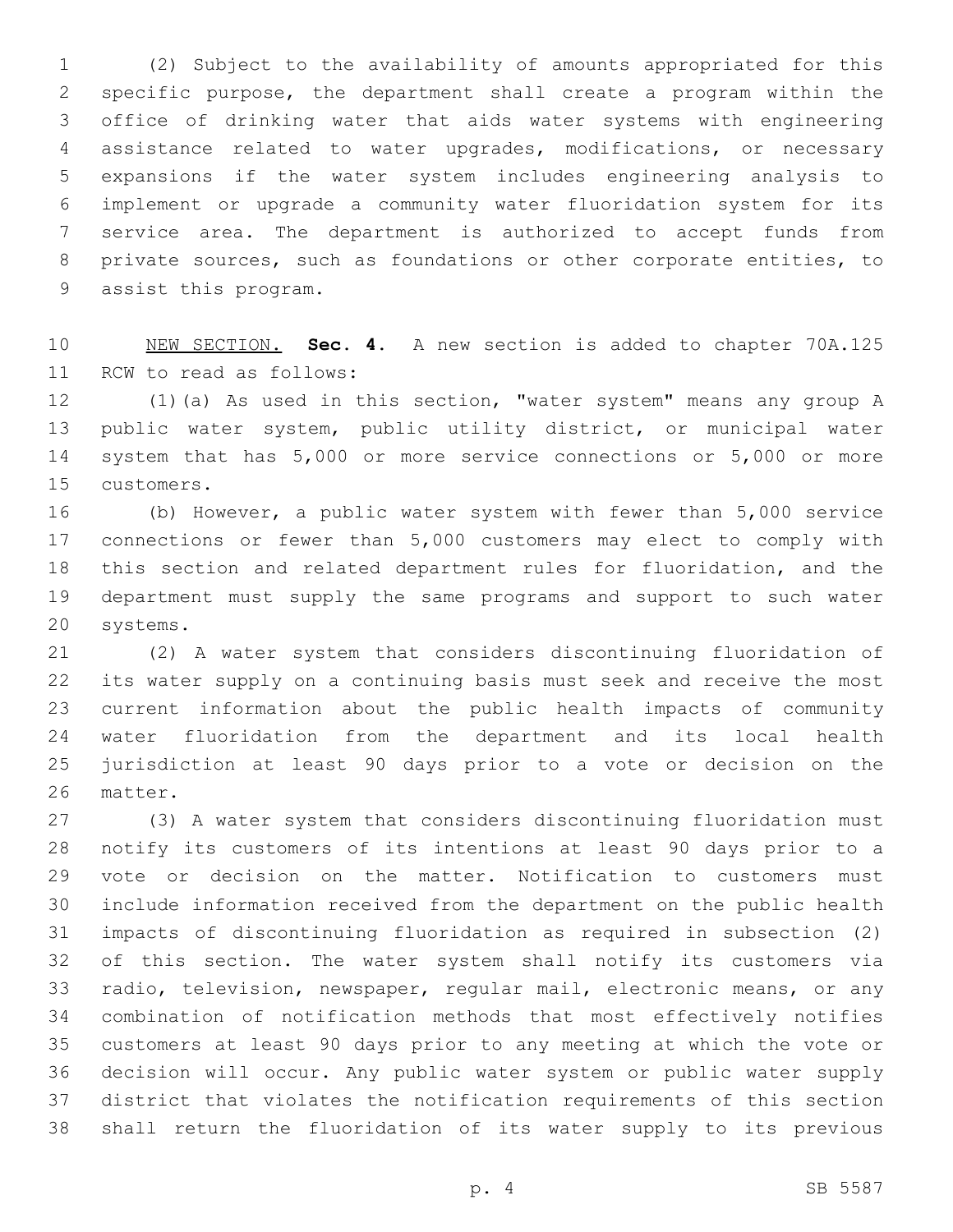(2) Subject to the availability of amounts appropriated for this specific purpose, the department shall create a program within the office of drinking water that aids water systems with engineering assistance related to water upgrades, modifications, or necessary expansions if the water system includes engineering analysis to implement or upgrade a community water fluoridation system for its service area. The department is authorized to accept funds from private sources, such as foundations or other corporate entities, to assist this program.

NEW SECTION. **Sec. 4.** A new section is added to chapter 70A.125 RCW to read as follows:

(1)(a) As used in this section, "water system" means any group A public water system, public utility district, or municipal water system that has 5,000 or more service connections or 5,000 or more customers.

(b) However, a public water system with fewer than 5,000 service connections or fewer than 5,000 customers may elect to comply with this section and related department rules for fluoridation, and the department must supply the same programs and support to such water systems.

(2) A water system that considers discontinuing fluoridation of its water supply on a continuing basis must seek and receive the most current information about the public health impacts of community water fluoridation from the department and its local health jurisdiction at least 90 days prior to a vote or decision on the matter.

(3) A water system that considers discontinuing fluoridation must notify its customers of its intentions at least 90 days prior to a vote or decision on the matter. Notification to customers must include information received from the department on the public health impacts of discontinuing fluoridation as required in subsection (2) of this section. The water system shall notify its customers via radio, television, newspaper, regular mail, electronic means, or any combination of notification methods that most effectively notifies customers at least 90 days prior to any meeting at which the vote or decision will occur. Any public water system or public water supply district that violates the notification requirements of this section shall return the fluoridation of its water supply to its previous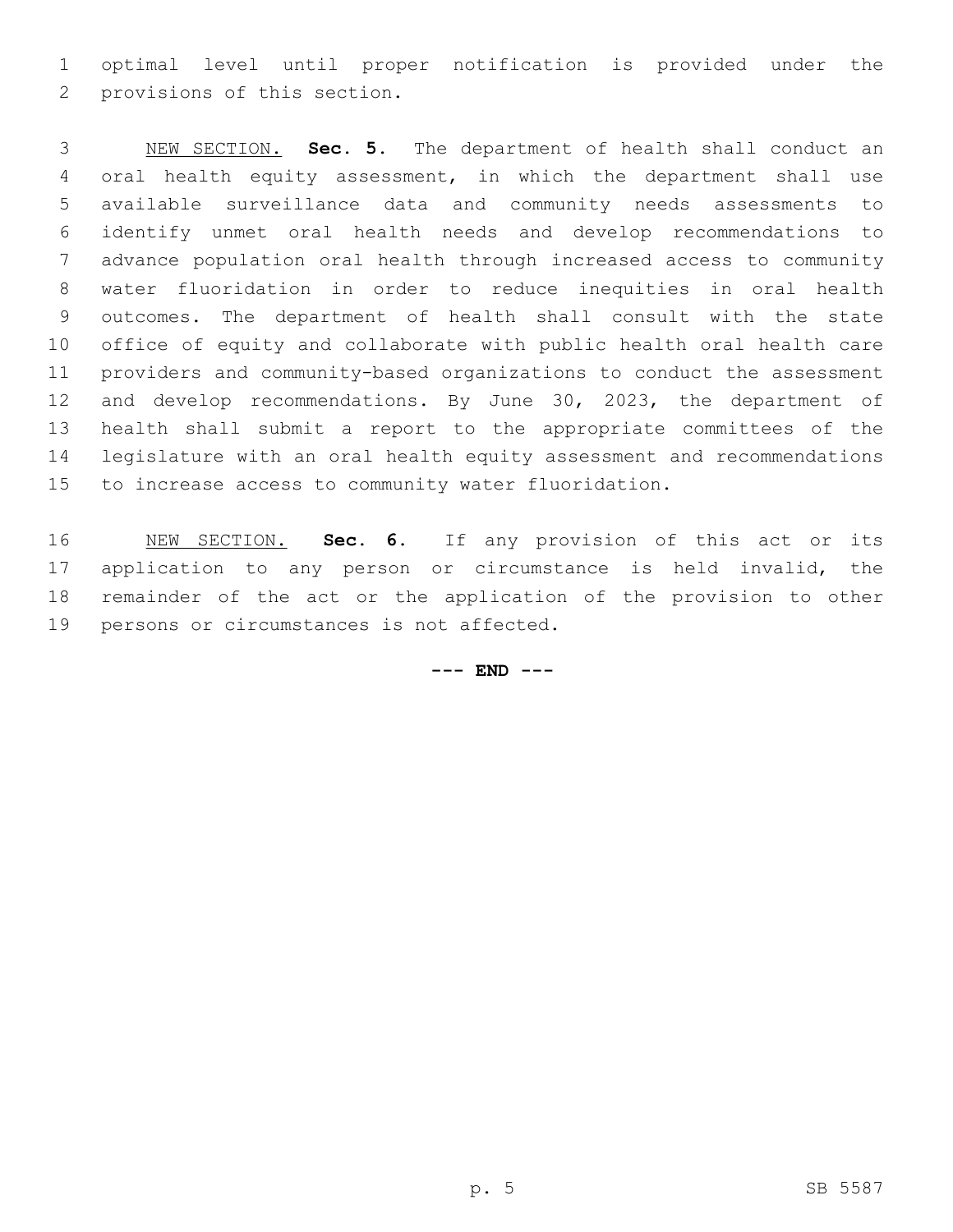optimal level until proper notification is provided under the provisions of this section.

NEW SECTION. **Sec. 5.** The department of health shall conduct an oral health equity assessment, in which the department shall use available surveillance data and community needs assessments to identify unmet oral health needs and develop recommendations to advance population oral health through increased access to community water fluoridation in order to reduce inequities in oral health outcomes. The department of health shall consult with the state office of equity and collaborate with public health oral health care providers and community-based organizations to conduct the assessment and develop recommendations. By June 30, 2023, the department of health shall submit a report to the appropriate committees of the legislature with an oral health equity assessment and recommendations to increase access to community water fluoridation.

NEW SECTION. **Sec. 6.** If any provision of this act or its application to any person or circumstance is held invalid, the remainder of the act or the application of the provision to other persons or circumstances is not affected.

**--- END ---**